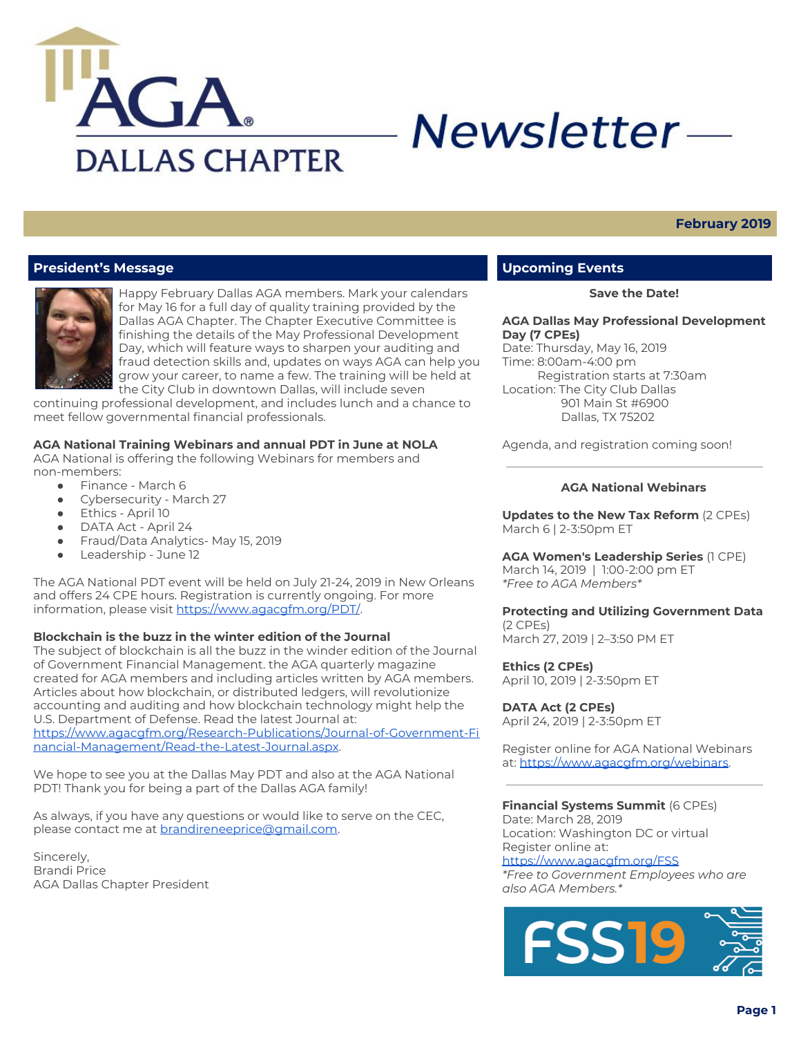# AGA DALLAS CHAPTER Newsletter

**February 2019**

## President's Message

Happy February Dallas AGA members. Mark your calendars for May 16 for a full day of quality training provided by the Dallas AGA Chapter. The Chapter Executive Committee is finishing the details of the May Professional Development Day, which will feature ways to sharpen your auditing and fraud detection skills and, updates on ways AGA can help you grow your career, to name a few. The training will be held at the City Club in downtown Dallas, will include seven continuing professional development, and includes lunch and a chance to meet fellow governmental financial professionals.

**AGA National Training Webinars and annual PDT in June at NOLA**

AGA National is offering the following Webinars for members and non-members:

- Finance - March 6
- Cybersecurity - March 27
- Ethics - April 10
- DATA Act - April 24
- Fraud/Data Analytics- May 15, 2019
- Leadership - June 12

The AGA National PDT event will be held on July 21-24, 2019 in New Orleans and offers 24 CPE hours. Registration is currently ongoing. For more information, please visit https://www.agacgfm.org/PDT/.

**Blockchain is the buzz in the winter edition of the Journal**

The subject of blockchain is all the buzz in the winder edition of the Journal of Government Financial Management. the AGA quarterly magazine created for AGA members and including articles written by AGA members. Articles about how blockchain, or distributed ledgers, will revolutionize accounting and auditing and how blockchain technology might help the U.S. Department of Defense. Read the latest Journal at: https://www.agacgfm.org/Research-Publications/Journal-of-Government-Financial-Management/Read-the-Latest-Journal.aspx.

We hope to see you at the Dallas May PDT and also at the AGA National PDT! Thank you for being a part of the Dallas AGA family!

As always, if you have any questions or would like to serve on the CEC, please contact me at brandireneeprice@gmail.com.

Sincerely,
Brandi Price
AGA Dallas Chapter President

## Upcoming Events

**Save the Date!**

**AGA Dallas May Professional Development Day (7 CPEs)**
Date: Thursday, May 16, 2019
Time: 8:00am-4:00 pm
Registration starts at 7:30am
Location: The City Club Dallas
901 Main St #6900
Dallas, TX 75202

Agenda, and registration coming soon!

---

**AGA National Webinars**

**Updates to the New Tax Reform** (2 CPEs)
March 6 | 2-3:50pm ET

**AGA Women's Leadership Series** (1 CPE)
March 14, 2019 | 1:00-2:00 pm ET
*\*Free to AGA Members\**

**Protecting and Utilizing Government Data** (2 CPEs)
March 27, 2019 | 2–3:50 PM ET

**Ethics (2 CPEs)**
April 10, 2019 | 2-3:50pm ET

**DATA Act (2 CPEs)**
April 24, 2019 | 2-3:50pm ET

Register online for AGA National Webinars at: https://www.agacgfm.org/webinars.

---

**Financial Systems Summit** (6 CPEs)
Date: March 28, 2019
Location: Washington DC or virtual
Register online at:
https://www.agacgfm.org/FSS
*\*Free to Government Employees who are also AGA Members.\**

FSS19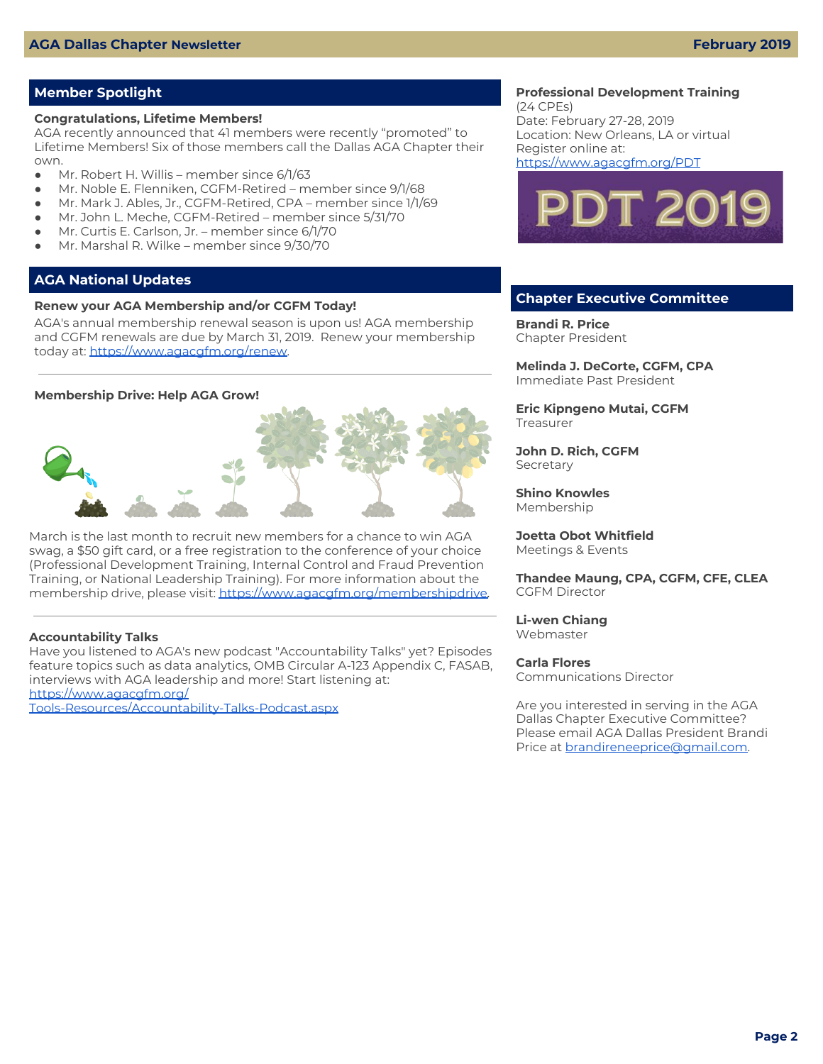## Member Spotlight

**Congratulations, Lifetime Members!**
AGA recently announced that 41 members were recently "promoted" to Lifetime Members! Six of those members call the Dallas AGA Chapter their own.

- Mr. Robert H. Willis – member since 6/1/63
- Mr. Noble E. Flenniken, CGFM-Retired – member since 9/1/68
- Mr. Mark J. Ables, Jr., CGFM-Retired, CPA – member since 1/1/69
- Mr. John L. Meche, CGFM-Retired – member since 5/31/70
- Mr. Curtis E. Carlson, Jr. – member since 6/1/70
- Mr. Marshal R. Wilke – member since 9/30/70

## AGA National Updates

**Renew your AGA Membership and/or CGFM Today!**
AGA's annual membership renewal season is upon us! AGA membership and CGFM renewals are due by March 31, 2019. Renew your membership today at: https://www.agacgfm.org/renew.

---

**Membership Drive: Help AGA Grow!**

March is the last month to recruit new members for a chance to win AGA swag, a $50 gift card, or a free registration to the conference of your choice (Professional Development Training, Internal Control and Fraud Prevention Training, or National Leadership Training). For more information about the membership drive, please visit: https://www.agacgfm.org/membershipdrive.

---

**Accountability Talks**
Have you listened to AGA's new podcast "Accountability Talks" yet? Episodes feature topics such as data analytics, OMB Circular A-123 Appendix C, FASAB, interviews with AGA leadership and more! Start listening at: https://www.agacgfm.org/Tools-Resources/Accountability-Talks-Podcast.aspx

**Professional Development Training**
(24 CPEs)
Date: February 27-28, 2019
Location: New Orleans, LA or virtual
Register online at:
https://www.agacgfm.org/PDT

PDT 2019

## Chapter Executive Committee

**Brandi R. Price**
Chapter President

**Melinda J. DeCorte, CGFM, CPA**
Immediate Past President

**Eric Kipngeno Mutai, CGFM**
Treasurer

**John D. Rich, CGFM**
Secretary

**Shino Knowles**
Membership

**Joetta Obot Whitfield**
Meetings & Events

**Thandee Maung, CPA, CGFM, CFE, CLEA**
CGFM Director

**Li-wen Chiang**
Webmaster

**Carla Flores**
Communications Director

Are you interested in serving in the AGA Dallas Chapter Executive Committee? Please email AGA Dallas President Brandi Price at brandireneeprice@gmail.com.